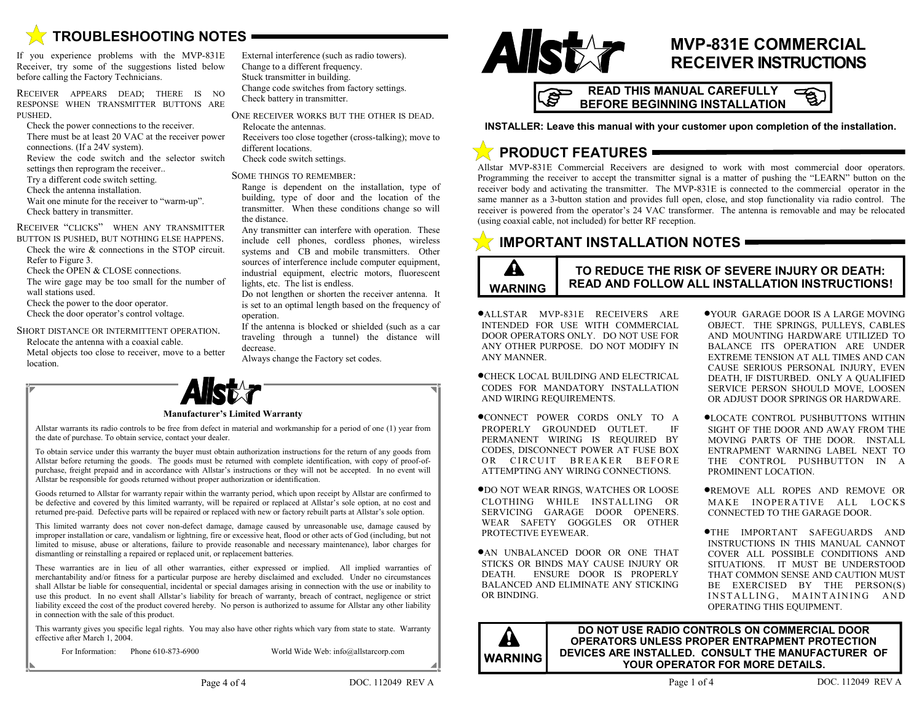## TROUBLESHOOTING NOTES

If you experience problems with the MVP-831E Receiver, try some of the suggestions listed below before calling the Factory Technicians.

RECEIVER APPEARS DEAD; THERE IS NO RESPONSE WHEN TRANSMITTER BUTTONS ARE PUSHED.

- Check the power connections to the receiver.
- There must be at least 20 VAC at the receiver power connections. (If a 24V system).
- Review the code switch and the selector switch settings then reprogram the receiver..
- Try a different code switch setting.
- Check the antenna installation.
- Wait one minute for the receiver to "warm-up".
- Check battery in transmitter.

RECEIVER "CLICKS" WHEN ANY TRANSMITTER BUTTON IS PUSHED, BUT NOTHING ELSE HAPPENS.

- Check the wire & connections in the STOP circuit. Refer to Figure 3.
- Check the OPEN & CLOSE connections.
- The wire gage may be too small for the number of wall stations used.
- Check the power to the door operator.
- Check the door operator's control voltage.

SHORT DISTANCE OR INTERMITTENT OPERATION.

- Relocate the antenna with a coaxial cable.
- Metal objects too close to receiver, move to a better location.
- External interference (such as radio towers).
- Change to a different frequency.
- Stuck transmitter in building.
- Change code switches from factory settings.
- Check battery in transmitter.

ONE RECEIVER WORKS BUT THE OTHER IS DEAD.

- Relocate the antennas.
- Receivers too close together (cross-talking); move to different locations.
- Check code switch settings.

SOME THINGS TO REMEMBER:

- Range is dependent on the installation, type of building, type of door and the location of the transmitter. When these conditions change so will the distance.
- Any transmitter can interfere with operation. These include cell phones, cordless phones, wireless systems and CB and mobile transmitters. Other sources of interference include computer equipment, industrial equipment, electric motors, fluorescent lights, etc. The list is endless.
- Do not lengthen or shorten the receiver antenna. It is set to an optimal length based on the frequency of operation.
- If the antenna is blocked or shielded (such as a car traveling through a tunnel) the distance will decrease.
- Always change the Factory set codes.

---

**Allstar**

**Manufacturer's Limited Warranty**

Allstar warrants its radio controls to be free from defect in material and workmanship for a period of one (1) year from the date of purchase. To obtain service, contact your dealer.

To obtain service under this warranty the buyer must obtain authorization instructions for the return of any goods from Allstar before returning the goods. The goods must be returned with complete identification, with copy of proof-of-purchase, freight prepaid and in accordance with Allstar's instructions or they will not be accepted. In no event will Allstar be responsible for goods returned without proper authorization or identification.

Goods returned to Allstar for warranty repair within the warranty period, which upon receipt by Allstar are confirmed to be defective and covered by this limited warranty, will be repaired or replaced at Allstar's sole option, at no cost and returned pre-paid. Defective parts will be repaired or replaced with new or factory rebuilt parts at Allstar's sole option.

This limited warranty does not cover non-defect damage, damage caused by unreasonable use, damage caused by improper installation or care, vandalism or lightning, fire or excessive heat, flood or other acts of God (including, but not limited to misuse, abuse or alterations, failure to provide reasonable and necessary maintenance), labor charges for dismantling or reinstalling a repaired or replaced unit, or replacement batteries.

These warranties are in lieu of all other warranties, either expressed or implied. All implied warranties of merchantability and/or fitness for a particular purpose are hereby disclaimed and excluded. Under no circumstances shall Allstar be liable for consequential, incidental or special damages arising in connection with the use or inability to use this product. In no event shall Allstar's liability for breach of warranty, breach of contract, negligence or strict liability exceed the cost of the product covered hereby. No person is authorized to assume for Allstar any other liability in connection with the sale of this product.

This warranty gives you specific legal rights. You may also have other rights which vary from state to state. Warranty effective after March 1, 2004.

For Information: Phone 610-873-6900 World Wide Web: info@allstarcorp.com

---

**Allstar**

# MVP-831E COMMERCIAL RECEIVER INSTRUCTIONS

**READ THIS MANUAL CAREFULLY BEFORE BEGINNING INSTALLATION**

**INSTALLER: Leave this manual with your customer upon completion of the installation.**

## PRODUCT FEATURES

Allstar MVP-831E Commercial Receivers are designed to work with most commercial door operators. Programming the receiver to accept the transmitter signal is a matter of pushing the "LEARN" button on the receiver body and activating the transmitter. The MVP-831E is connected to the commercial operator in the same manner as a 3-button station and provides full open, close, and stop functionality via radio control. The receiver is powered from the operator's 24 VAC transformer. The antenna is removable and may be relocated (using coaxial cable, not included) for better RF reception.

## IMPORTANT INSTALLATION NOTES

**WARNING** — **TO REDUCE THE RISK OF SEVERE INJURY OR DEATH: READ AND FOLLOW ALL INSTALLATION INSTRUCTIONS!**

- ALLSTAR MVP-831E RECEIVERS ARE INTENDED FOR USE WITH COMMERCIAL DOOR OPERATORS ONLY. DO NOT USE FOR ANY OTHER PURPOSE. DO NOT MODIFY IN ANY MANNER.
- CHECK LOCAL BUILDING AND ELECTRICAL CODES FOR MANDATORY INSTALLATION AND WIRING REQUIREMENTS.
- CONNECT POWER CORDS ONLY TO A PROPERLY GROUNDED OUTLET. IF PERMANENT WIRING IS REQUIRED BY CODES, DISCONNECT POWER AT FUSE BOX OR CIRCUIT BREAKER BEFORE ATTEMPTING ANY WIRING CONNECTIONS.
- DO NOT WEAR RINGS, WATCHES OR LOOSE CLOTHING WHILE INSTALLING OR SERVICING GARAGE DOOR OPENERS. WEAR SAFETY GOGGLES OR OTHER PROTECTIVE EYEWEAR.
- AN UNBALANCED DOOR OR ONE THAT STICKS OR BINDS MAY CAUSE INJURY OR DEATH. ENSURE DOOR IS PROPERLY BALANCED AND ELIMINATE ANY STICKING OR BINDING.
- YOUR GARAGE DOOR IS A LARGE MOVING OBJECT. THE SPRINGS, PULLEYS, CABLES AND MOUNTING HARDWARE UTILIZED TO BALANCE ITS OPERATION ARE UNDER EXTREME TENSION AT ALL TIMES AND CAN CAUSE SERIOUS PERSONAL INJURY, EVEN DEATH, IF DISTURBED. ONLY A QUALIFIED SERVICE PERSON SHOULD MOVE, LOOSEN OR ADJUST DOOR SPRINGS OR HARDWARE.
- LOCATE CONTROL PUSHBUTTONS WITHIN SIGHT OF THE DOOR AND AWAY FROM THE MOVING PARTS OF THE DOOR. INSTALL ENTRAPMENT WARNING LABEL NEXT TO THE CONTROL PUSHBUTTON IN A PROMINENT LOCATION.
- REMOVE ALL ROPES AND REMOVE OR MAKE INOPERATIVE ALL LOCKS CONNECTED TO THE GARAGE DOOR.
- THE IMPORTANT SAFEGUARDS AND INSTRUCTIONS IN THIS MANUAL CANNOT COVER ALL POSSIBLE CONDITIONS AND SITUATIONS. IT MUST BE UNDERSTOOD THAT COMMON SENSE AND CAUTION MUST BE EXERCISED BY THE PERSON(S) INSTALLING, MAINTAINING AND OPERATING THIS EQUIPMENT.

**WARNING** — **DO NOT USE RADIO CONTROLS ON COMMERCIAL DOOR OPERATORS UNLESS PROPER ENTRAPMENT PROTECTION DEVICES ARE INSTALLED. CONSULT THE MANUFACTURER OF YOUR OPERATOR FOR MORE DETAILS.**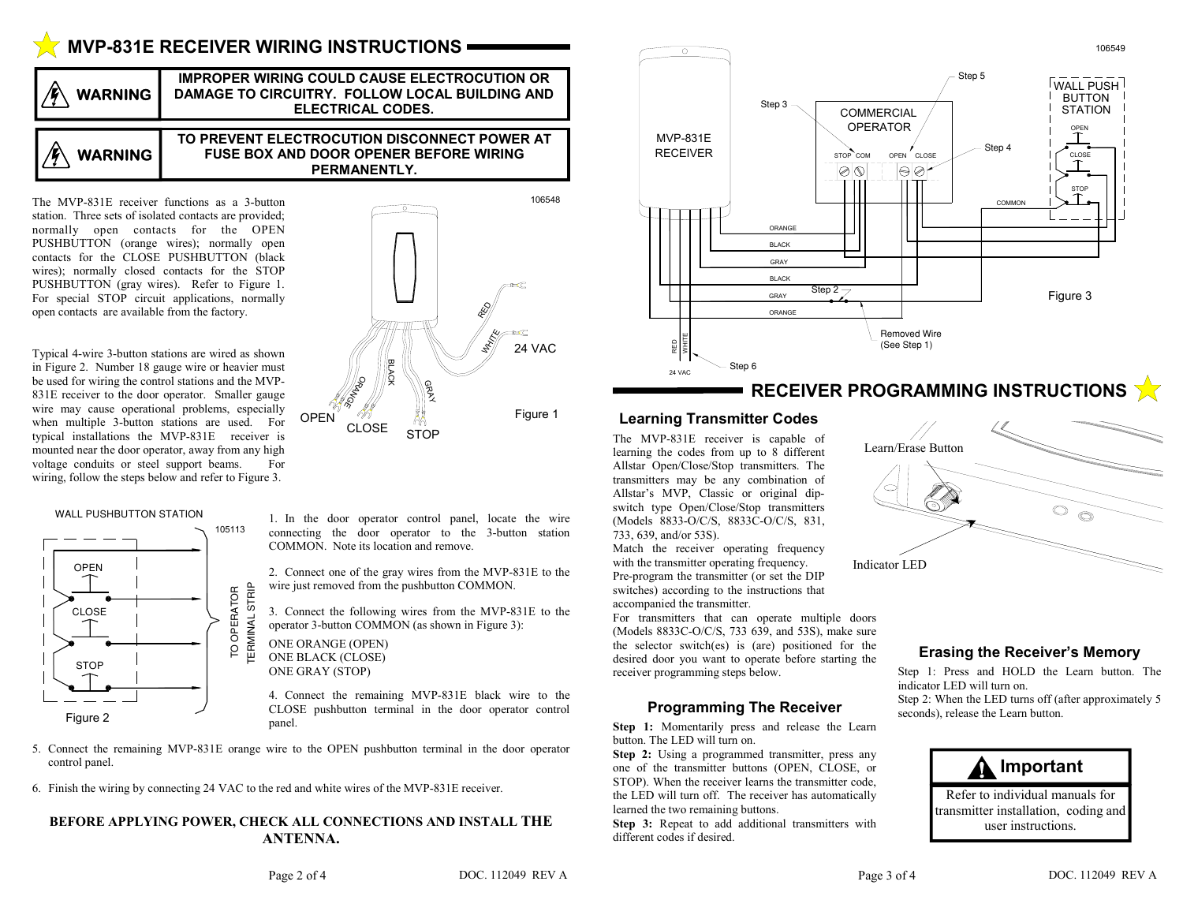# MVP-831E RECEIVER WIRING INSTRUCTIONS

| | |
|---|---|
| **WARNING** | **IMPROPER WIRING COULD CAUSE ELECTROCUTION OR DAMAGE TO CIRCUITRY. FOLLOW LOCAL BUILDING AND ELECTRICAL CODES.** |

| | |
|---|---|
| **WARNING** | **TO PREVENT ELECTROCUTION DISCONNECT POWER AT FUSE BOX AND DOOR OPENER BEFORE WIRING PERMANENTLY.** |

The MVP-831E receiver functions as a 3-button station. Three sets of isolated contacts are provided; normally open contacts for the OPEN PUSHBUTTON (orange wires); normally open contacts for the CLOSE PUSHBUTTON (black wires); normally closed contacts for the STOP PUSHBUTTON (gray wires). Refer to Figure 1. For special STOP circuit applications, normally open contacts are available from the factory.

106548

RED
WHITE
24 VAC
ORANGE
BLACK
GRAY
OPEN
CLOSE
STOP

Figure 1

Typical 4-wire 3-button stations are wired as shown in Figure 2. Number 18 gauge wire or heavier must be used for wiring the control stations and the MVP-831E receiver to the door operator. Smaller gauge wire may cause operational problems, especially when multiple 3-button stations are used. For typical installations the MVP-831E receiver is mounted near the door operator, away from any high voltage conduits or steel support beams. For wiring, follow the steps below and refer to Figure 3.

WALL PUSHBUTTON STATION
105113
OPEN
CLOSE
STOP
TO OPERATOR TERMINAL STRIP

Figure 2

1. In the door operator control panel, locate the wire connecting the door operator to the 3-button station COMMON. Note its location and remove.

2. Connect one of the gray wires from the MVP-831E to the wire just removed from the pushbutton COMMON.

3. Connect the following wires from the MVP-831E to the operator 3-button COMMON (as shown in Figure 3):

   ONE ORANGE (OPEN)
   ONE BLACK (CLOSE)
   ONE GRAY (STOP)

4. Connect the remaining MVP-831E black wire to the CLOSE pushbutton terminal in the door operator control panel.

5. Connect the remaining MVP-831E orange wire to the OPEN pushbutton terminal in the door operator control panel.

6. Finish the wiring by connecting 24 VAC to the red and white wires of the MVP-831E receiver.

**BEFORE APPLYING POWER, CHECK ALL CONNECTIONS AND INSTALL THE ANTENNA.**

106549

MVP-831E RECEIVER
Step 3
COMMERCIAL OPERATOR
STOP COM OPEN CLOSE
Step 5
Step 4
WALL PUSH BUTTON STATION
OPEN
CLOSE
STOP
COMMON
ORANGE
BLACK
GRAY
BLACK
GRAY
ORANGE
Step 2
Removed Wire (See Step 1)
RED
WHITE
24 VAC
Step 6

Figure 3

# RECEIVER PROGRAMMING INSTRUCTIONS

## Learning Transmitter Codes

The MVP-831E receiver is capable of learning the codes from up to 8 different Allstar Open/Close/Stop transmitters. The transmitters may be any combination of Allstar's MVP, Classic or original dip-switch type Open/Close/Stop transmitters (Models 8833-O/C/S, 8833C-O/C/S, 831, 733, 639, and/or 53S).

Match the receiver operating frequency with the transmitter operating frequency.

Pre-program the transmitter (or set the DIP switches) according to the instructions that accompanied the transmitter.

For transmitters that can operate multiple doors (Models 8833C-O/C/S, 733 639, and 53S), make sure the selector switch(es) is (are) positioned for the desired door you want to operate before starting the receiver programming steps below.

Learn/Erase Button

Indicator LED

## Programming The Receiver

**Step 1:** Momentarily press and release the Learn button. The LED will turn on.

**Step 2:** Using a programmed transmitter, press any one of the transmitter buttons (OPEN, CLOSE, or STOP). When the receiver learns the transmitter code, the LED will turn off. The receiver has automatically learned the two remaining buttons.

**Step 3:** Repeat to add additional transmitters with different codes if desired.

## Erasing the Receiver's Memory

Step 1: Press and HOLD the Learn button. The indicator LED will turn on.

Step 2: When the LED turns off (after approximately 5 seconds), release the Learn button.

| **Important** |
|---|
| Refer to individual manuals for transmitter installation, coding and user instructions. |